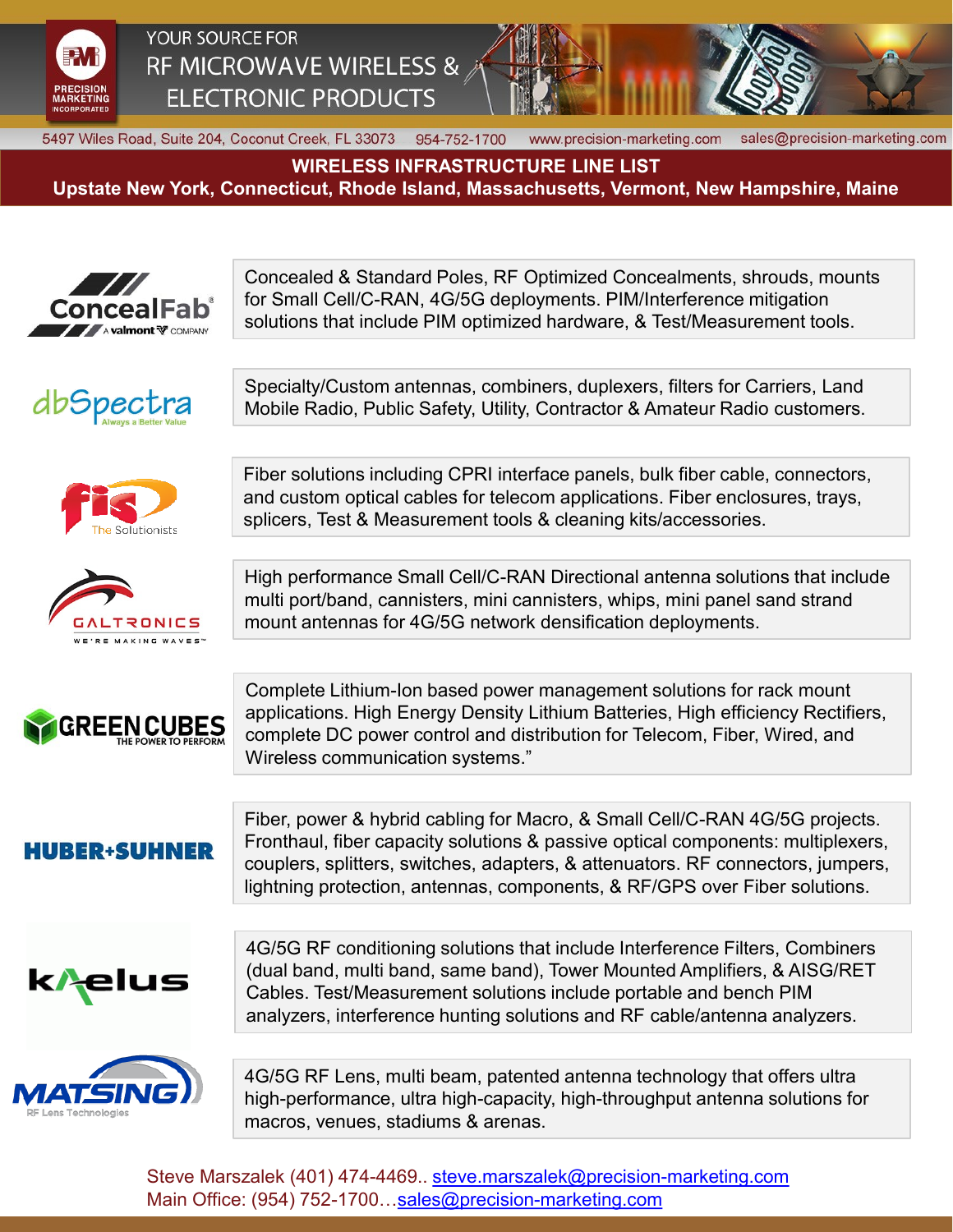PRECISION MARKETING INCORPORATED

YOUR SOURCE FOR
RF MICROWAVE WIRELESS & ELECTRONIC PRODUCTS

5497 Wiles Road, Suite 204, Coconut Creek, FL 33073 954-752-1700 www.precision-marketing.com sales@precision-marketing.com

# WIRELESS INFRASTRUCTURE LINE LIST

## Upstate New York, Connecticut, Rhode Island, Massachusetts, Vermont, New Hampshire, Maine

**ConcealFab** (A valmont COMPANY)

Concealed & Standard Poles, RF Optimized Concealments, shrouds, mounts for Small Cell/C-RAN, 4G/5G deployments. PIM/Interference mitigation solutions that include PIM optimized hardware, & Test/Measurement tools.

**dbSpectra** (Always a Better Value)

Specialty/Custom antennas, combiners, duplexers, filters for Carriers, Land Mobile Radio, Public Safety, Utility, Contractor & Amateur Radio customers.

**fis** (The Solutionists)

Fiber solutions including CPRI interface panels, bulk fiber cable, connectors, and custom optical cables for telecom applications. Fiber enclosures, trays, splicers, Test & Measurement tools & cleaning kits/accessories.

**GALTRONICS** (WE'RE MAKING WAVES™)

High performance Small Cell/C-RAN Directional antenna solutions that include multi port/band, cannisters, mini cannisters, whips, mini panel sand strand mount antennas for 4G/5G network densification deployments.

**GREEN CUBES** (THE POWER TO PERFORM)

Complete Lithium-Ion based power management solutions for rack mount applications. High Energy Density Lithium Batteries, High efficiency Rectifiers, complete DC power control and distribution for Telecom, Fiber, Wired, and Wireless communication systems."

**HUBER+SUHNER**

Fiber, power & hybrid cabling for Macro, & Small Cell/C-RAN 4G/5G projects. Fronthaul, fiber capacity solutions & passive optical components: multiplexers, couplers, splitters, switches, adapters, & attenuators. RF connectors, jumpers, lightning protection, antennas, components, & RF/GPS over Fiber solutions.

**kaelus**

4G/5G RF conditioning solutions that include Interference Filters, Combiners (dual band, multi band, same band), Tower Mounted Amplifiers, & AISG/RET Cables. Test/Measurement solutions include portable and bench PIM analyzers, interference hunting solutions and RF cable/antenna analyzers.

**MATSING** (RF Lens Technologies)

4G/5G RF Lens, multi beam, patented antenna technology that offers ultra high-performance, ultra high-capacity, high-throughput antenna solutions for macros, venues, stadiums & arenas.

Steve Marszalek (401) 474-4469.. steve.marszalek@precision-marketing.com
Main Office: (954) 752-1700…sales@precision-marketing.com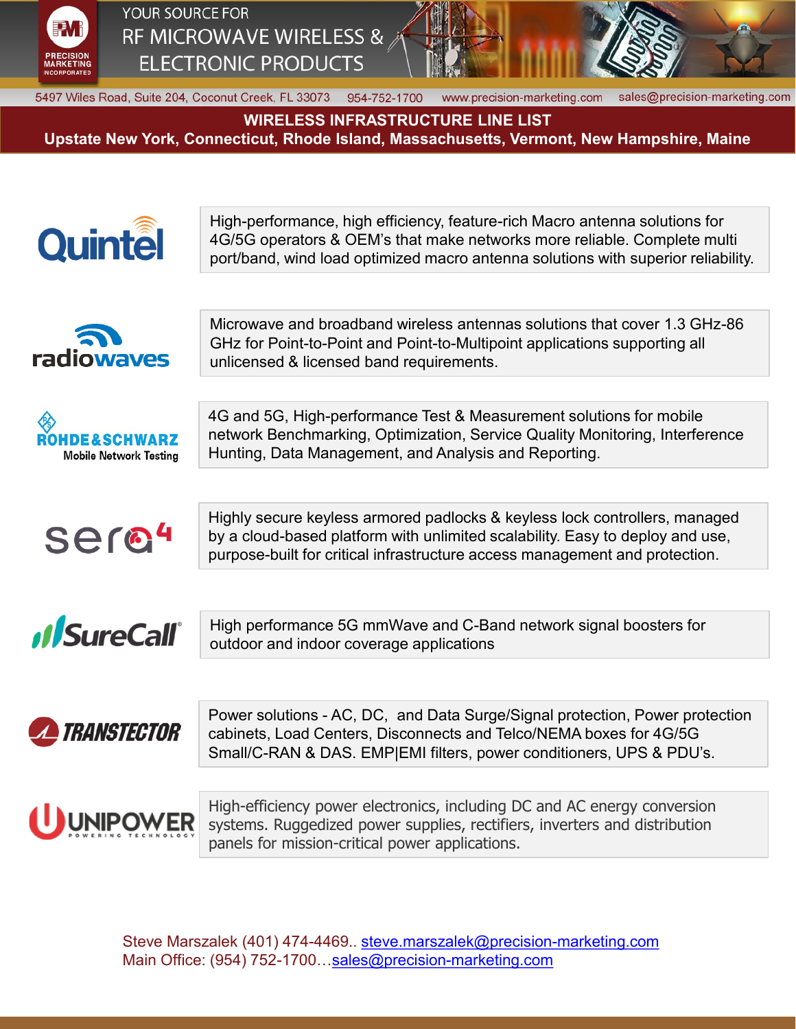PRECISION MARKETING INCORPORATED

YOUR SOURCE FOR RF MICROWAVE WIRELESS & ELECTRONIC PRODUCTS

5497 Wiles Road, Suite 204, Coconut Creek, FL 33073 954-752-1700 www.precision-marketing.com sales@precision-marketing.com

## WIRELESS INFRASTRUCTURE LINE LIST

### Upstate New York, Connecticut, Rhode Island, Massachusetts, Vermont, New Hampshire, Maine

| | |
|---|---|
| Quintel | High-performance, high efficiency, feature-rich Macro antenna solutions for 4G/5G operators & OEM's that make networks more reliable. Complete multi port/band, wind load optimized macro antenna solutions with superior reliability. |
| radiowaves | Microwave and broadband wireless antennas solutions that cover 1.3 GHz-86 GHz for Point-to-Point and Point-to-Multipoint applications supporting all unlicensed & licensed band requirements. |
| ROHDE&SCHWARZ Mobile Network Testing | 4G and 5G, High-performance Test & Measurement solutions for mobile network Benchmarking, Optimization, Service Quality Monitoring, Interference Hunting, Data Management, and Analysis and Reporting. |
| sera4 | Highly secure keyless armored padlocks & keyless lock controllers, managed by a cloud-based platform with unlimited scalability. Easy to deploy and use, purpose-built for critical infrastructure access management and protection. |
| SureCall | High performance 5G mmWave and C-Band network signal boosters for outdoor and indoor coverage applications |
| TRANSTECTOR | Power solutions - AC, DC, and Data Surge/Signal protection, Power protection cabinets, Load Centers, Disconnects and Telco/NEMA boxes for 4G/5G Small/C-RAN & DAS. EMP\|EMI filters, power conditioners, UPS & PDU's. |
| UNIPOWER POWERING TECHNOLOGY | High-efficiency power electronics, including DC and AC energy conversion systems. Ruggedized power supplies, rectifiers, inverters and distribution panels for mission-critical power applications. |

Steve Marszalek (401) 474-4469.. steve.marszalek@precision-marketing.com
Main Office: (954) 752-1700…sales@precision-marketing.com